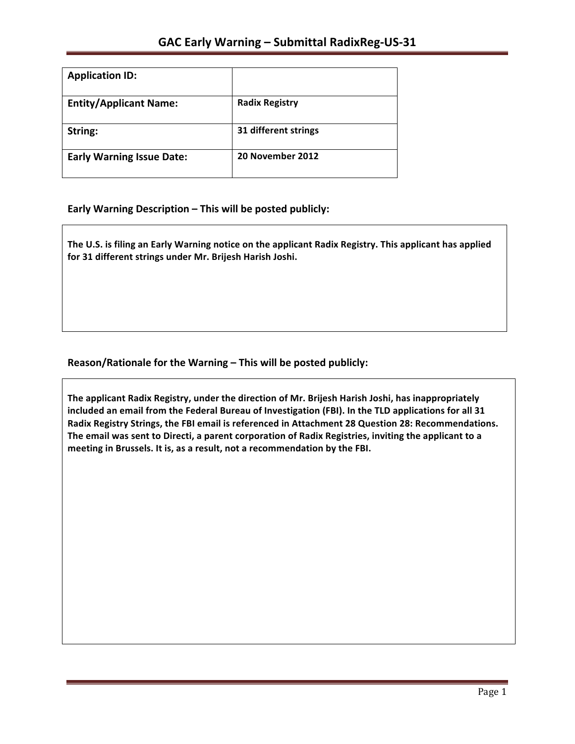# GAC Early Warning – Submittal RadixReg-US-31

| Application ID: | |
|---|---|
| **Entity/Applicant Name:** | **Radix Registry** |
| **String:** | **31 different strings** |
| **Early Warning Issue Date:** | **20 November 2012** |

## Early Warning Description – This will be posted publicly:

**The U.S. is filing an Early Warning notice on the applicant Radix Registry. This applicant has applied for 31 different strings under Mr. Brijesh Harish Joshi.**

## Reason/Rationale for the Warning – This will be posted publicly:

**The applicant Radix Registry, under the direction of Mr. Brijesh Harish Joshi, has inappropriately included an email from the Federal Bureau of Investigation (FBI). In the TLD applications for all 31 Radix Registry Strings, the FBI email is referenced in Attachment 28 Question 28: Recommendations. The email was sent to Directi, a parent corporation of Radix Registries, inviting the applicant to a meeting in Brussels. It is, as a result, not a recommendation by the FBI.**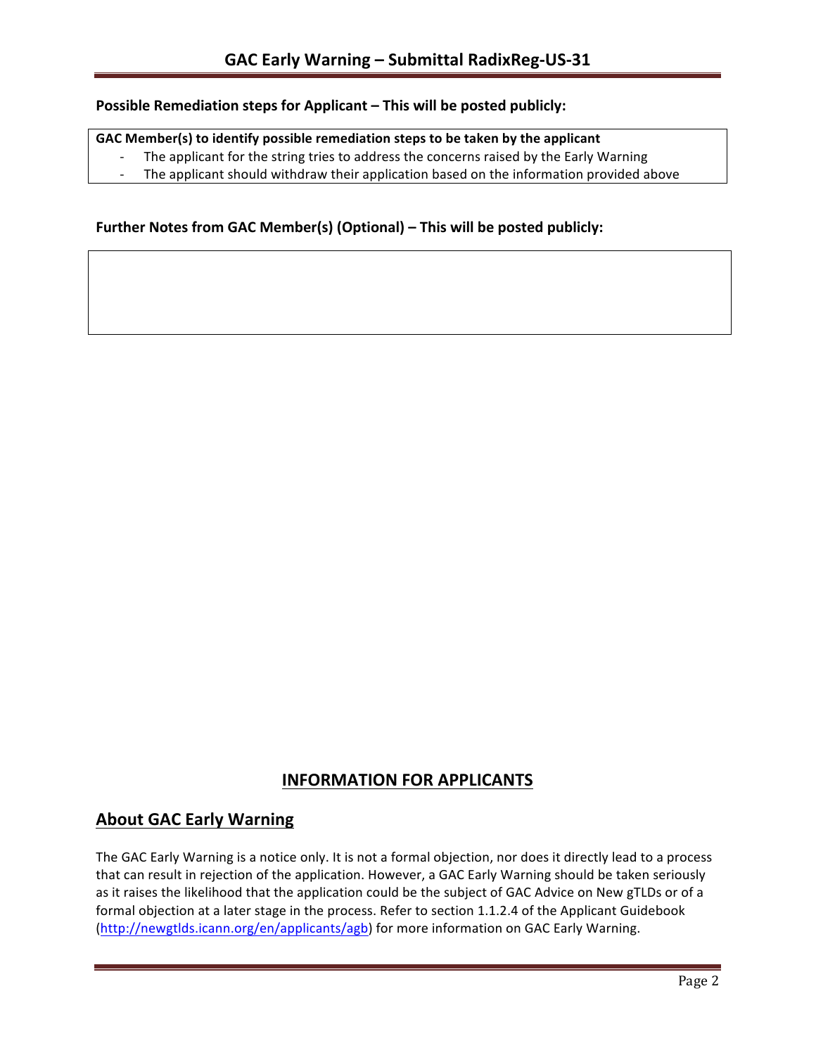**Possible Remediation steps for Applicant – This will be posted publicly:**

**GAC Member(s) to identify possible remediation steps to be taken by the applicant**

- The applicant for the string tries to address the concerns raised by the Early Warning
- The applicant should withdraw their application based on the information provided above

**Further Notes from GAC Member(s) (Optional) – This will be posted publicly:**

## INFORMATION FOR APPLICANTS

## About GAC Early Warning

The GAC Early Warning is a notice only. It is not a formal objection, nor does it directly lead to a process that can result in rejection of the application. However, a GAC Early Warning should be taken seriously as it raises the likelihood that the application could be the subject of GAC Advice on New gTLDs or of a formal objection at a later stage in the process. Refer to section 1.1.2.4 of the Applicant Guidebook (http://newgtlds.icann.org/en/applicants/agb) for more information on GAC Early Warning.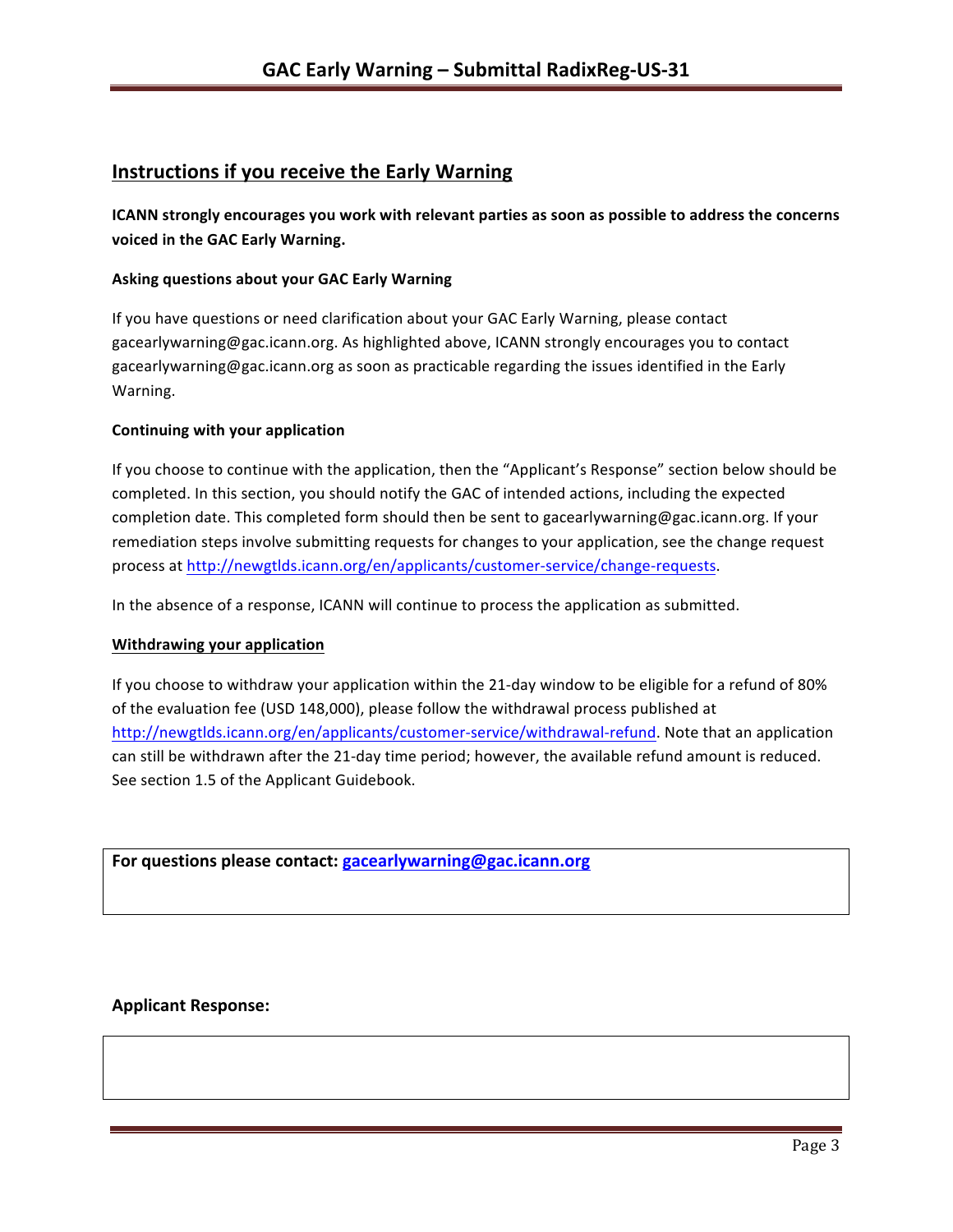## Instructions if you receive the Early Warning

**ICANN strongly encourages you work with relevant parties as soon as possible to address the concerns voiced in the GAC Early Warning.**

#### Asking questions about your GAC Early Warning

If you have questions or need clarification about your GAC Early Warning, please contact gacearlywarning@gac.icann.org. As highlighted above, ICANN strongly encourages you to contact gacearlywarning@gac.icann.org as soon as practicable regarding the issues identified in the Early Warning.

#### Continuing with your application

If you choose to continue with the application, then the "Applicant's Response" section below should be completed. In this section, you should notify the GAC of intended actions, including the expected completion date. This completed form should then be sent to gacearlywarning@gac.icann.org. If your remediation steps involve submitting requests for changes to your application, see the change request process at http://newgtlds.icann.org/en/applicants/customer-service/change-requests.

In the absence of a response, ICANN will continue to process the application as submitted.

#### Withdrawing your application

If you choose to withdraw your application within the 21-day window to be eligible for a refund of 80% of the evaluation fee (USD 148,000), please follow the withdrawal process published at http://newgtlds.icann.org/en/applicants/customer-service/withdrawal-refund. Note that an application can still be withdrawn after the 21-day time period; however, the available refund amount is reduced. See section 1.5 of the Applicant Guidebook.

**For questions please contact: gacearlywarning@gac.icann.org**

**Applicant Response:**